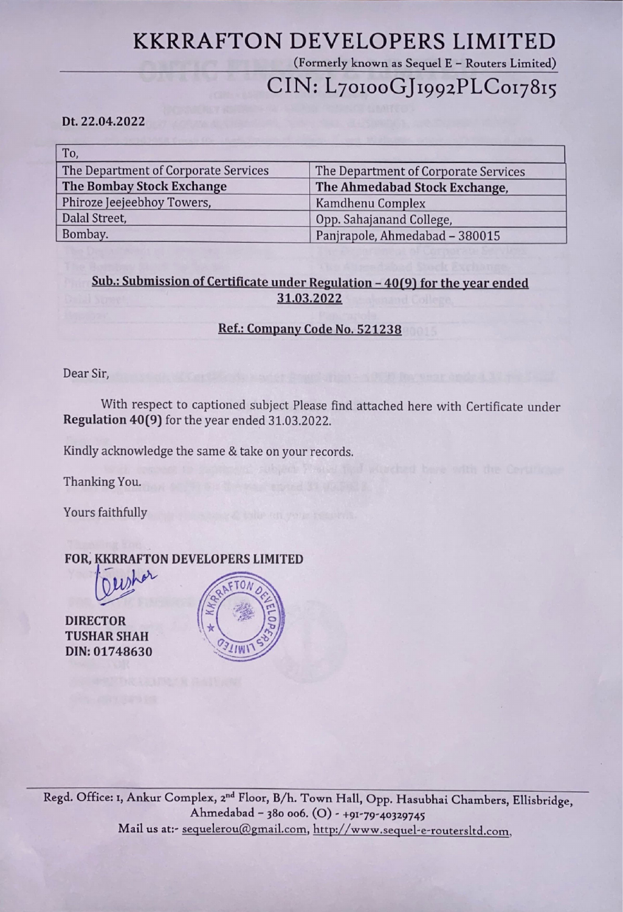# KKRRAFTON DEVELOPERS LIMITED

(Formerly known as Sequel E – Routers Limited)

## CIN: L70100GJ1992PLC017815

**Dt. 22.04.2022**

| To, | |
|---|---|
| The Department of Corporate Services | The Department of Corporate Services |
| **The Bombay Stock Exchange** | **The Ahmedabad Stock Exchange,** |
| Phiroze Jeejeebhoy Towers, | Kamdhenu Complex |
| Dalal Street, | Opp. Sahajanand College, |
| Bombay. | Panjrapole, Ahmedabad – 380015 |

**Sub.: Submission of Certificate under Regulation – 40(9) for the year ended 31.03.2022**

**Ref.: Company Code No. 521238**

Dear Sir,

With respect to captioned subject Please find attached here with Certificate under **Regulation 40(9)** for the year ended 31.03.2022.

Kindly acknowledge the same & take on your records.

Thanking You.

Yours faithfully

**FOR, KKRRAFTON DEVELOPERS LIMITED**

**DIRECTOR**
**TUSHAR SHAH**
**DIN: 01748630**

Regd. Office: 1, Ankur Complex, 2nd Floor, B/h. Town Hall, Opp. Hasubhai Chambers, Ellisbridge, Ahmedabad – 380 006. (O) - +91-79-40329745
Mail us at:- sequelerou@gmail.com, http://www.sequel-e-routersltd.com,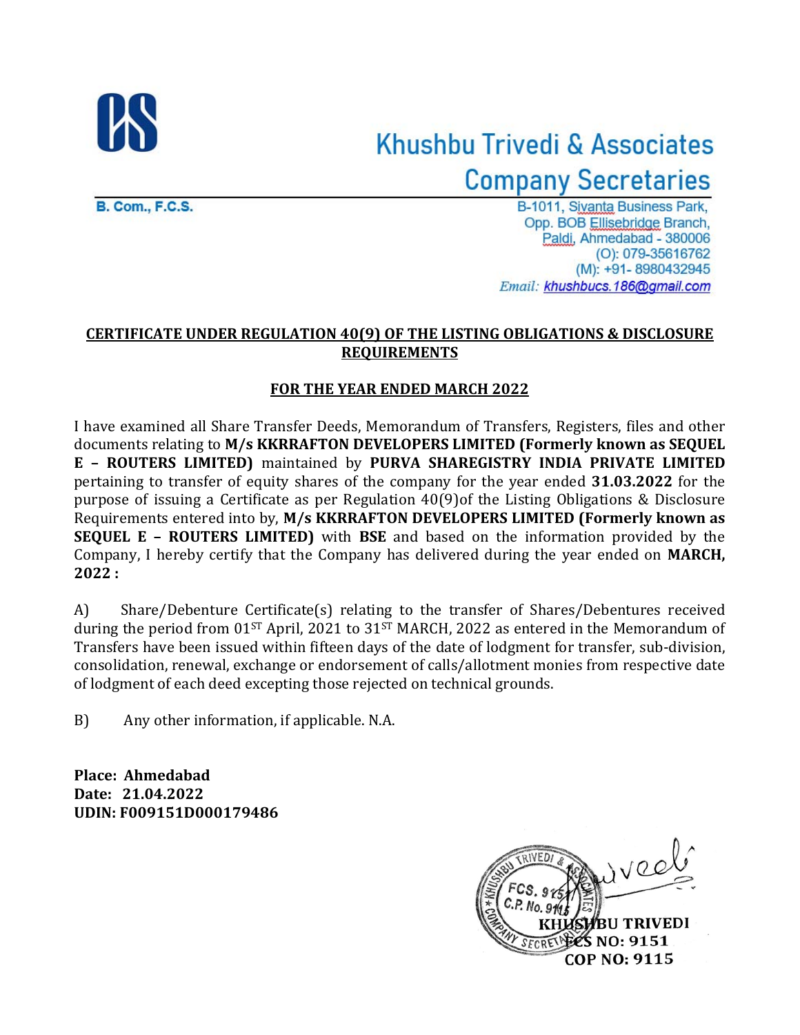# Khushbu Trivedi & Associates

## Company Secretaries

**B. Com., F.C.S.**

B-1011, Sivanta Business Park,
Opp. BOB Ellisebridge Branch,
Paldi, Ahmedabad - 380006
(O): 079-35616762
(M): +91- 8980432945
*Email: khushbucs.186@gmail.com*

**CERTIFICATE UNDER REGULATION 40(9) OF THE LISTING OBLIGATIONS & DISCLOSURE REQUIREMENTS**

**FOR THE YEAR ENDED MARCH 2022**

I have examined all Share Transfer Deeds, Memorandum of Transfers, Registers, files and other documents relating to **M/s KKRRAFTON DEVELOPERS LIMITED (Formerly known as SEQUEL E – ROUTERS LIMITED)** maintained by **PURVA SHAREGISTRY INDIA PRIVATE LIMITED** pertaining to transfer of equity shares of the company for the year ended **31.03.2022** for the purpose of issuing a Certificate as per Regulation 40(9)of the Listing Obligations & Disclosure Requirements entered into by, **M/s KKRRAFTON DEVELOPERS LIMITED (Formerly known as SEQUEL E – ROUTERS LIMITED)** with **BSE** and based on the information provided by the Company, I hereby certify that the Company has delivered during the year ended on **MARCH, 2022 :**

A) Share/Debenture Certificate(s) relating to the transfer of Shares/Debentures received during the period from 01ST April, 2021 to 31ST MARCH, 2022 as entered in the Memorandum of Transfers have been issued within fifteen days of the date of lodgment for transfer, sub-division, consolidation, renewal, exchange or endorsement of calls/allotment monies from respective date of lodgment of each deed excepting those rejected on technical grounds.

B) Any other information, if applicable. N.A.

**Place: Ahmedabad**
**Date: 21.04.2022**
**UDIN: F009151D000179486**

**KHUSHBU TRIVEDI**
**FCS NO: 9151**
**COP NO: 9115**